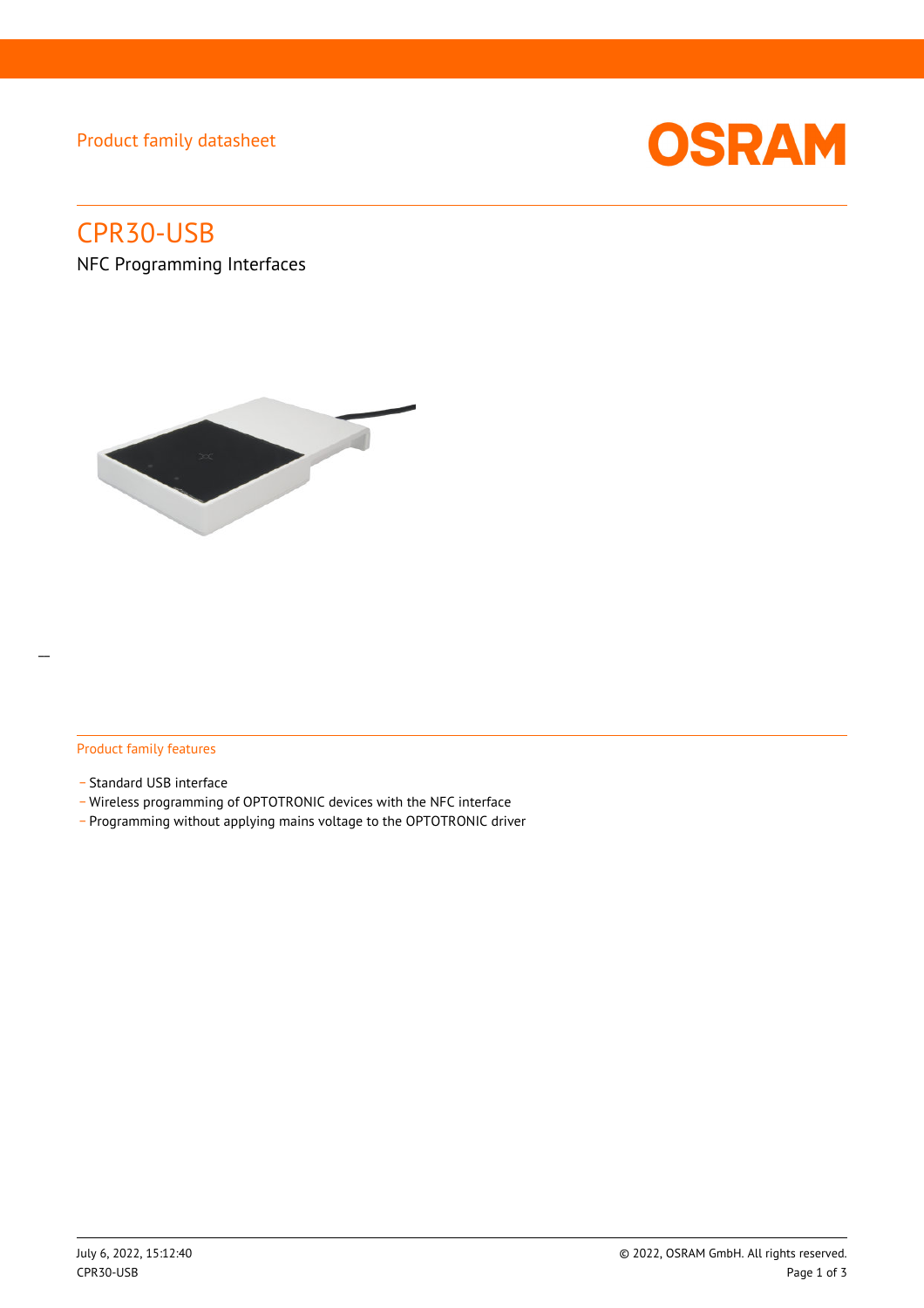Product family datasheet

# CPR30-USB

NFC Programming Interfaces

## Product family features

- Standard USB interface
- Wireless programming of OPTOTRONIC devices with the NFC interface
- Programming without applying mains voltage to the OPTOTRONIC driver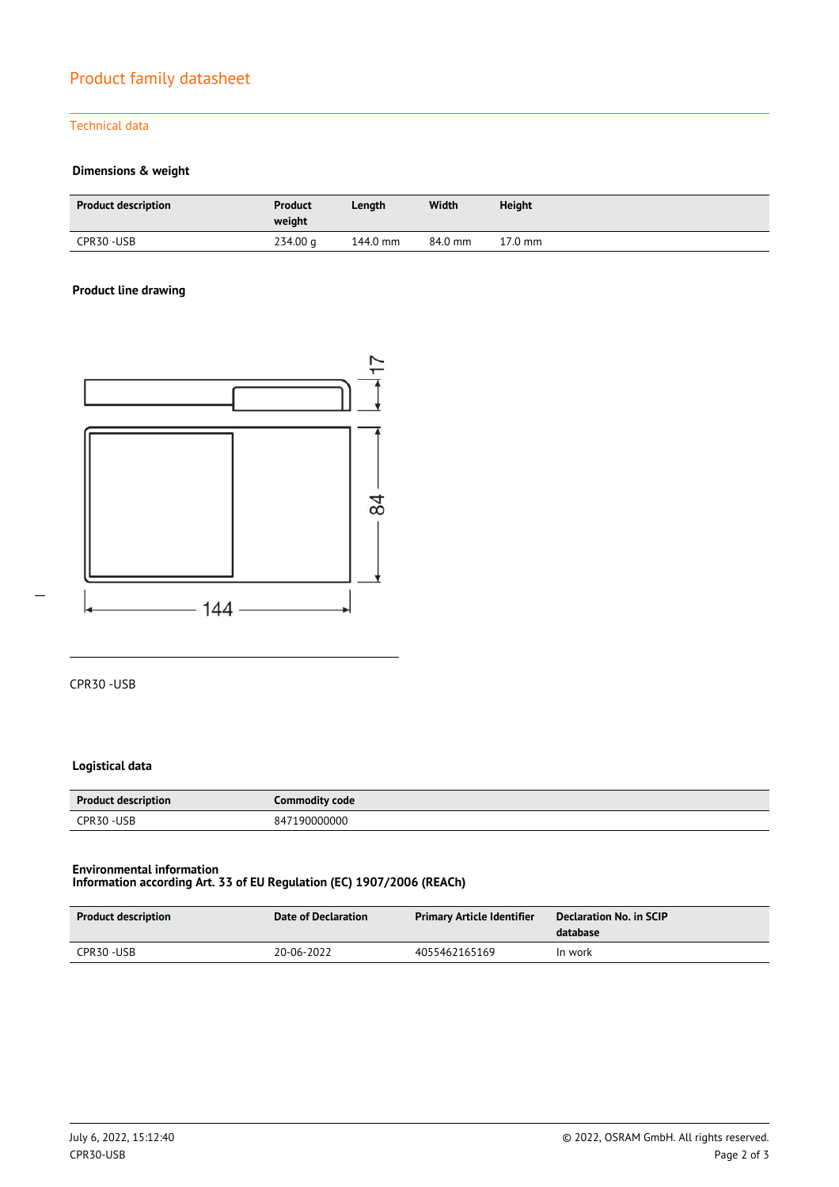## Product family datasheet

### Technical data

#### Dimensions & weight

| Product description | Product weight | Length | Width | Height |
|---|---|---|---|---|
| CPR30 -USB | 234.00 g | 144.0 mm | 84.0 mm | 17.0 mm |

#### Product line drawing

CPR30 -USB

#### Logistical data

| Product description | Commodity code |
|---|---|
| CPR30 -USB | 847190000000 |

#### Environmental information
**Information according Art. 33 of EU Regulation (EC) 1907/2006 (REACh)**

| Product description | Date of Declaration | Primary Article Identifier | Declaration No. in SCIP database |
|---|---|---|---|
| CPR30 -USB | 20-06-2022 | 4055462165169 | In work |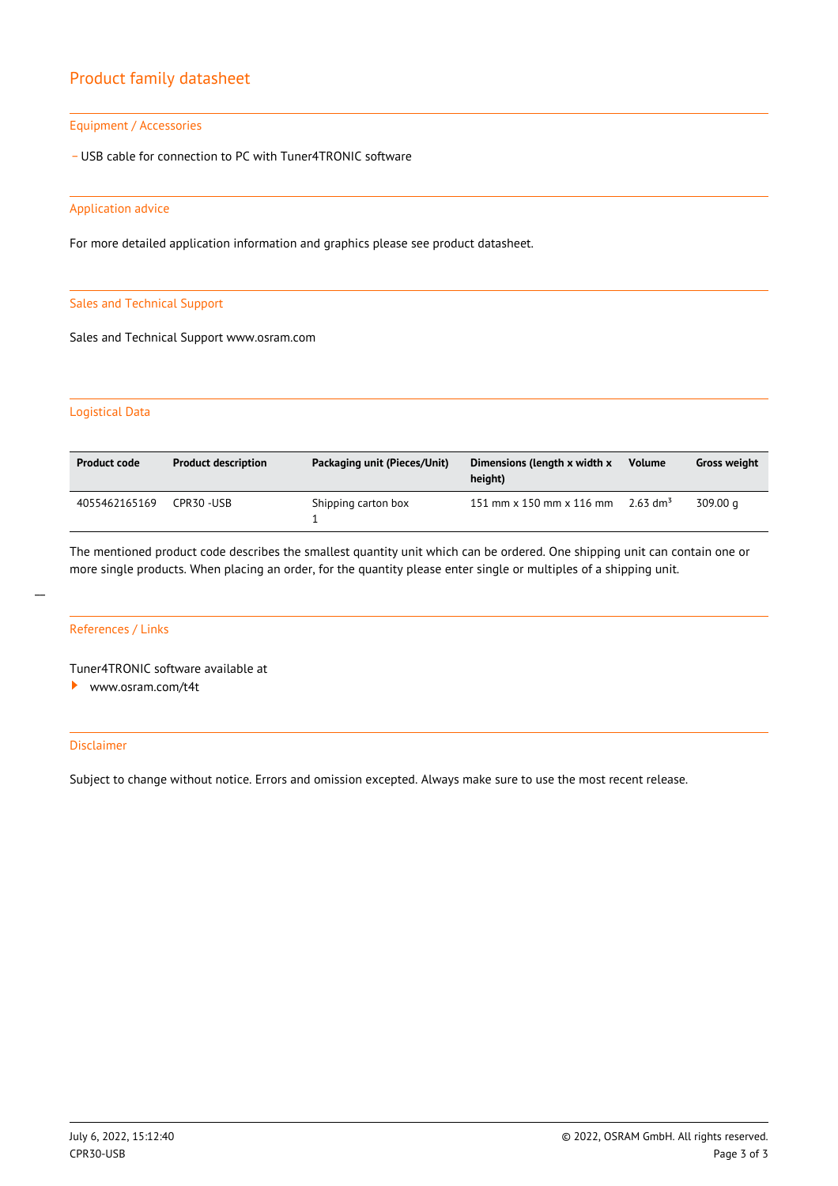## Product family datasheet

### Equipment / Accessories

- USB cable for connection to PC with Tuner4TRONIC software

### Application advice

For more detailed application information and graphics please see product datasheet.

### Sales and Technical Support

Sales and Technical Support www.osram.com

### Logistical Data

| Product code | Product description | Packaging unit (Pieces/Unit) | Dimensions (length x width x height) | Volume | Gross weight |
|---|---|---|---|---|---|
| 4055462165169 | CPR30 -USB | Shipping carton box 1 | 151 mm x 150 mm x 116 mm | 2.63 dm³ | 309.00 g |

The mentioned product code describes the smallest quantity unit which can be ordered. One shipping unit can contain one or more single products. When placing an order, for the quantity please enter single or multiples of a shipping unit.

### References / Links

Tuner4TRONIC software available at

- www.osram.com/t4t

### Disclaimer

Subject to change without notice. Errors and omission excepted. Always make sure to use the most recent release.